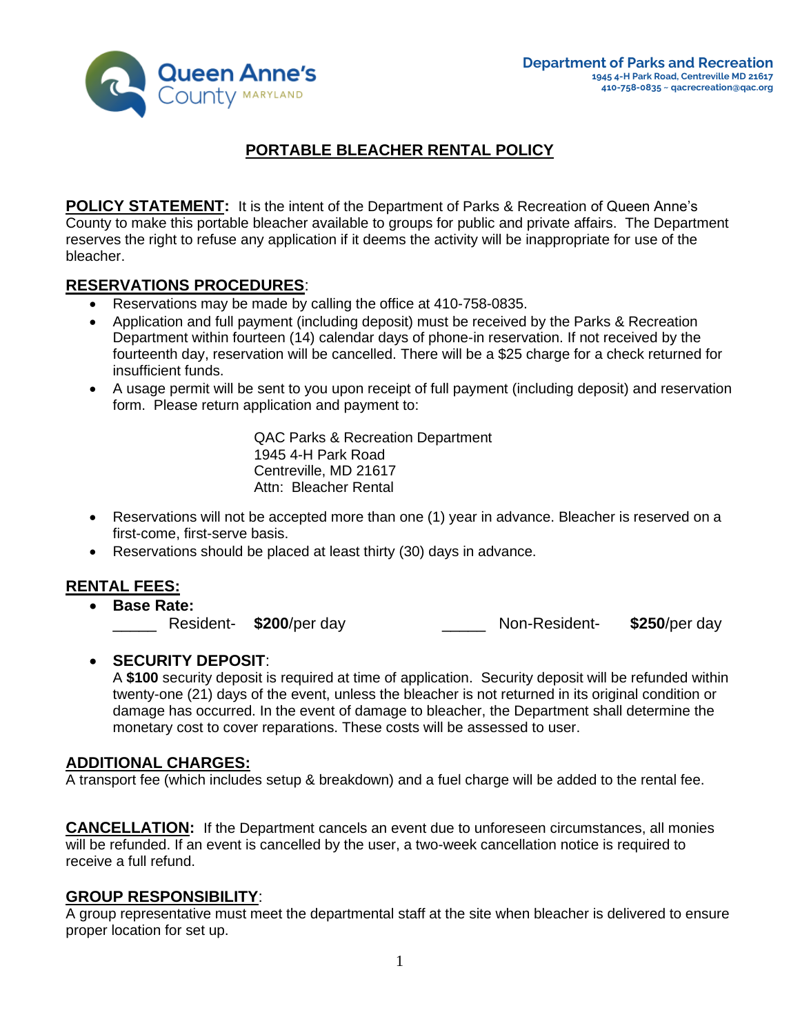Queen Anne's County MARYLAND

**Department of Parks and Recreation**
1945 4-H Park Road, Centreville MD 21617
410-758-0835 ~ qacrecreation@qac.org

# PORTABLE BLEACHER RENTAL POLICY

**POLICY STATEMENT:** It is the intent of the Department of Parks & Recreation of Queen Anne's County to make this portable bleacher available to groups for public and private affairs. The Department reserves the right to refuse any application if it deems the activity will be inappropriate for use of the bleacher.

## RESERVATIONS PROCEDURES:

- Reservations may be made by calling the office at 410-758-0835.
- Application and full payment (including deposit) must be received by the Parks & Recreation Department within fourteen (14) calendar days of phone-in reservation. If not received by the fourteenth day, reservation will be cancelled. There will be a $25 charge for a check returned for insufficient funds.
- A usage permit will be sent to you upon receipt of full payment (including deposit) and reservation form. Please return application and payment to:

  QAC Parks & Recreation Department
  1945 4-H Park Road
  Centreville, MD 21617
  Attn: Bleacher Rental

- Reservations will not be accepted more than one (1) year in advance. Bleacher is reserved on a first-come, first-serve basis.
- Reservations should be placed at least thirty (30) days in advance.

## RENTAL FEES:

- **Base Rate:**
  _____ Resident- **$200**/per day    _____ Non-Resident- **$250**/per day

- **SECURITY DEPOSIT**:
  A **$100** security deposit is required at time of application. Security deposit will be refunded within twenty-one (21) days of the event, unless the bleacher is not returned in its original condition or damage has occurred. In the event of damage to bleacher, the Department shall determine the monetary cost to cover reparations. These costs will be assessed to user.

## ADDITIONAL CHARGES:

A transport fee (which includes setup & breakdown) and a fuel charge will be added to the rental fee.

**CANCELLATION:** If the Department cancels an event due to unforeseen circumstances, all monies will be refunded. If an event is cancelled by the user, a two-week cancellation notice is required to receive a full refund.

## GROUP RESPONSIBILITY:

A group representative must meet the departmental staff at the site when bleacher is delivered to ensure proper location for set up.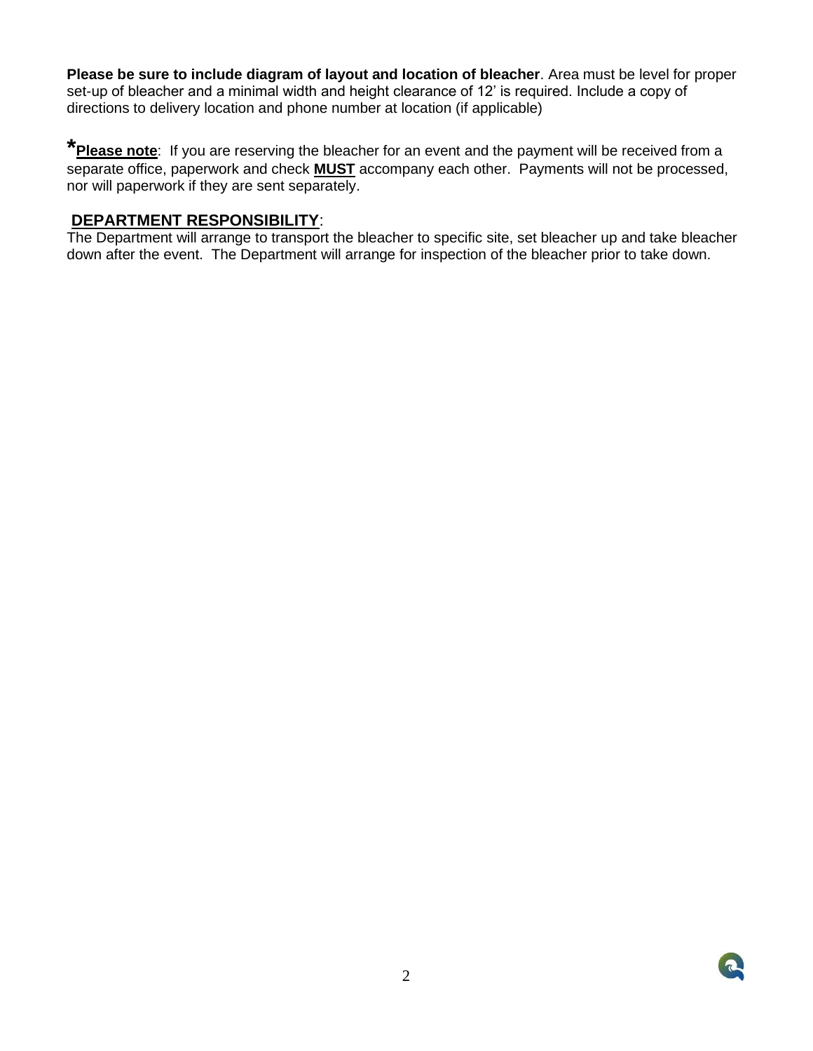**Please be sure to include diagram of layout and location of bleacher**. Area must be level for proper set-up of bleacher and a minimal width and height clearance of 12' is required. Include a copy of directions to delivery location and phone number at location (if applicable)

***Please note**: If you are reserving the bleacher for an event and the payment will be received from a separate office, paperwork and check **MUST** accompany each other. Payments will not be processed, nor will paperwork if they are sent separately.

**DEPARTMENT RESPONSIBILITY**:

The Department will arrange to transport the bleacher to specific site, set bleacher up and take bleacher down after the event. The Department will arrange for inspection of the bleacher prior to take down.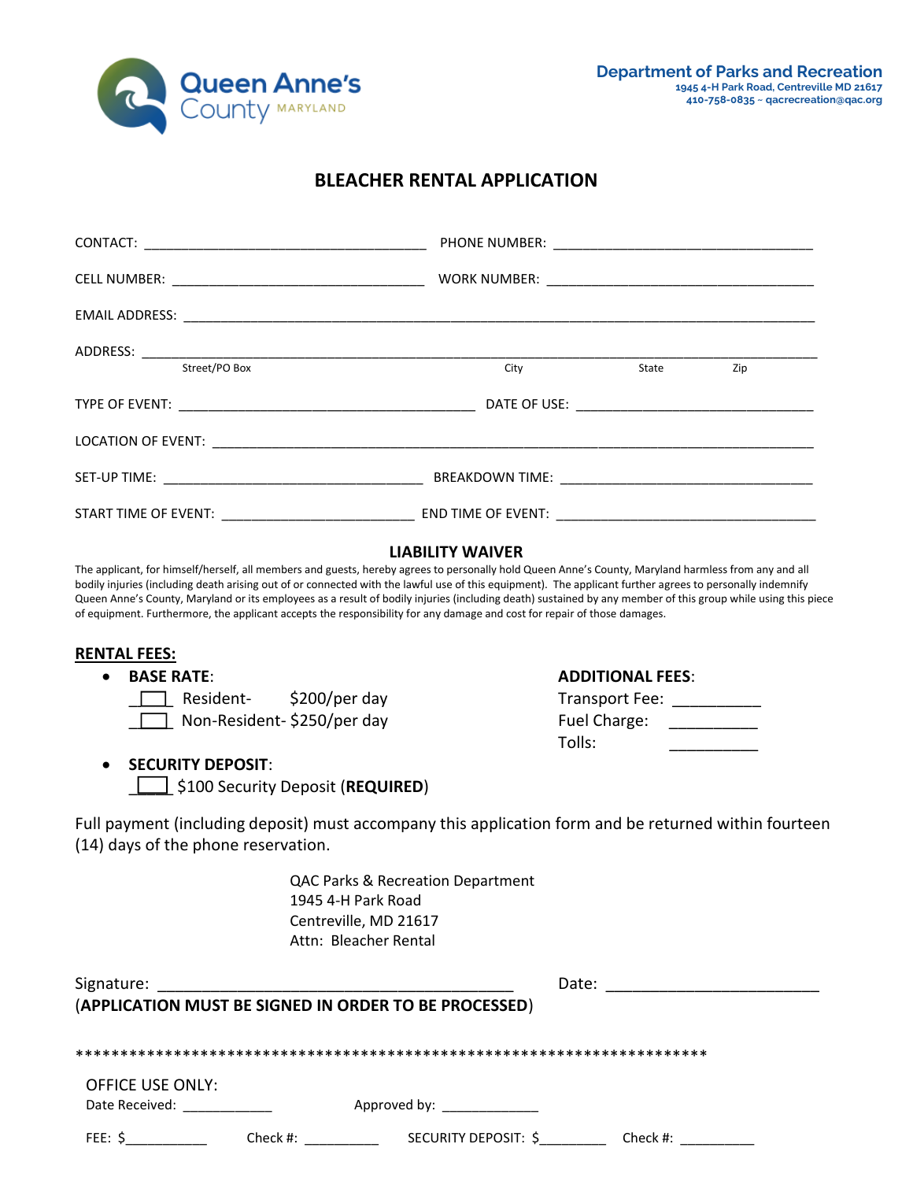Queen Anne's County MARYLAND

**Department of Parks and Recreation**
1945 4-H Park Road, Centreville MD 21617
410-758-0835 ~ qacrecreation@qac.org

# BLEACHER RENTAL APPLICATION

CONTACT: ____________________________________ PHONE NUMBER: __________________________________

CELL NUMBER: _________________________________ WORK NUMBER: __________________________________

EMAIL ADDRESS: ________________________________________________________________________________

ADDRESS: _____________________________________________________________________________________
Street/PO Box City State Zip

TYPE OF EVENT: ______________________________________ DATE OF USE: ________________________________

LOCATION OF EVENT: ___________________________________________________________________________

SET-UP TIME: _________________________________ BREAKDOWN TIME: ________________________________

START TIME OF EVENT: _________________________ END TIME OF EVENT: ________________________________

## LIABILITY WAIVER

The applicant, for himself/herself, all members and guests, hereby agrees to personally hold Queen Anne's County, Maryland harmless from any and all bodily injuries (including death arising out of or connected with the lawful use of this equipment). The applicant further agrees to personally indemnify Queen Anne's County, Maryland or its employees as a result of bodily injuries (including death) sustained by any member of this group while using this piece of equipment. Furthermore, the applicant accepts the responsibility for any damage and cost for repair of those damages.

**RENTAL FEES:**

- **BASE RATE**:
  - ☐ Resident- $200/per day
  - ☐ Non-Resident- $250/per day

**ADDITIONAL FEES**:
Transport Fee: __________
Fuel Charge: __________
Tolls: __________

- **SECURITY DEPOSIT**:
  - ☐ $100 Security Deposit (**REQUIRED**)

Full payment (including deposit) must accompany this application form and be returned within fourteen (14) days of the phone reservation.

QAC Parks & Recreation Department
1945 4-H Park Road
Centreville, MD 21617
Attn: Bleacher Rental

Signature: ________________________________________ Date: ________________________
(**APPLICATION MUST BE SIGNED IN ORDER TO BE PROCESSED**)

************************************************************************

OFFICE USE ONLY:
Date Received: ____________ Approved by: _____________

FEE: $___________ Check #: __________ SECURITY DEPOSIT: $_________ Check #: __________